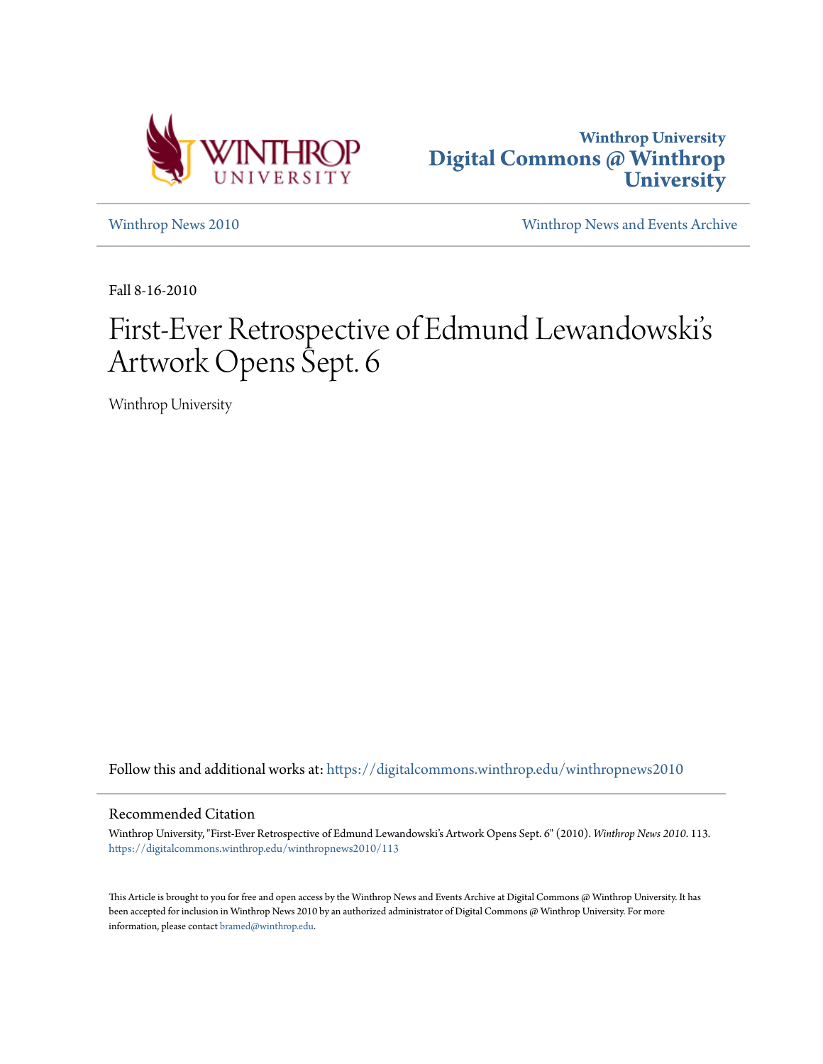Winthrop University
Digital Commons @ Winthrop University

Winthrop News 2010

Winthrop News and Events Archive

Fall 8-16-2010

# First-Ever Retrospective of Edmund Lewandowski's Artwork Opens Sept. 6

Winthrop University

Follow this and additional works at: https://digitalcommons.winthrop.edu/winthropnews2010

## Recommended Citation

Winthrop University, "First-Ever Retrospective of Edmund Lewandowski's Artwork Opens Sept. 6" (2010). *Winthrop News 2010*. 113.
https://digitalcommons.winthrop.edu/winthropnews2010/113

This Article is brought to you for free and open access by the Winthrop News and Events Archive at Digital Commons @ Winthrop University. It has been accepted for inclusion in Winthrop News 2010 by an authorized administrator of Digital Commons @ Winthrop University. For more information, please contact bramed@winthrop.edu.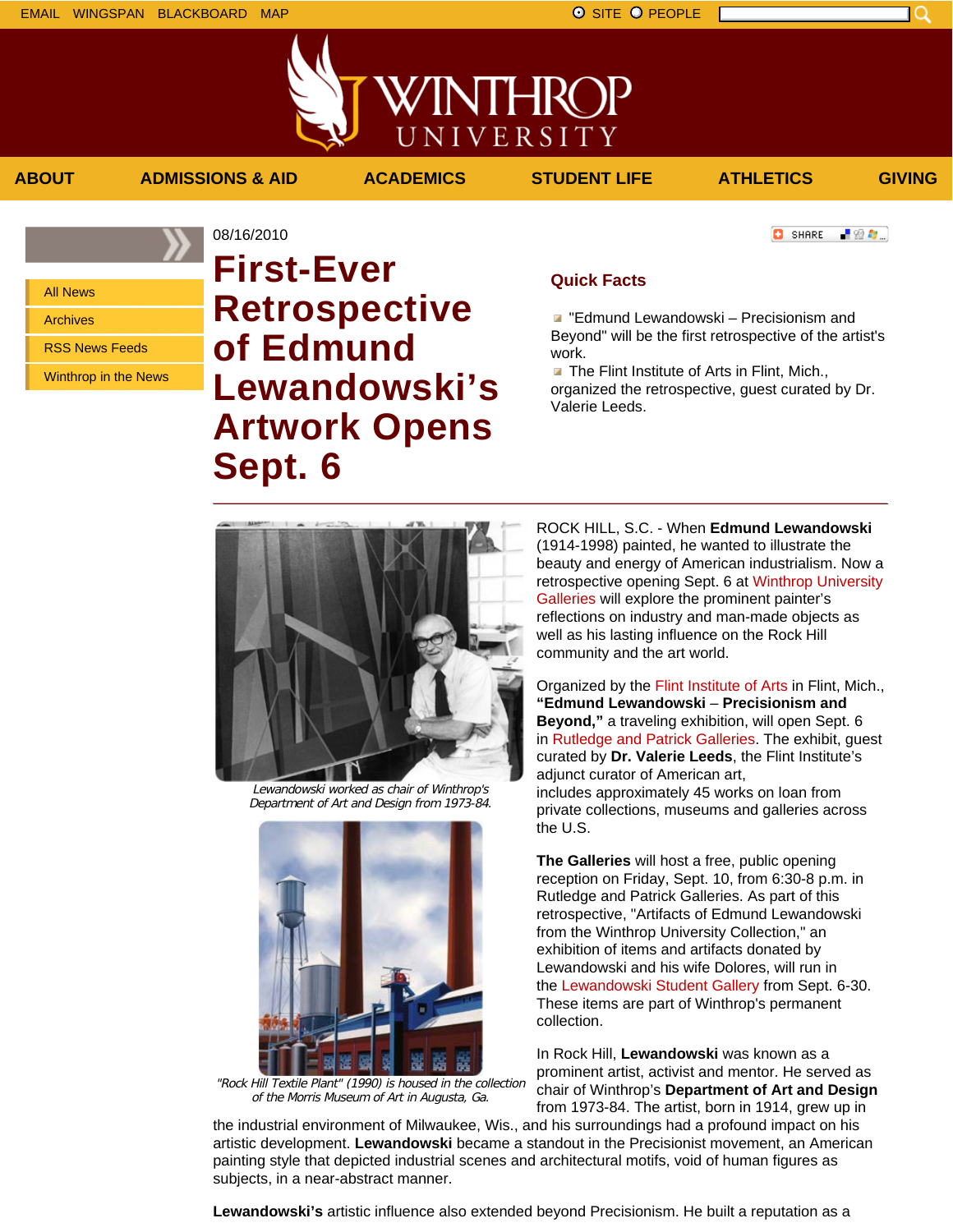08/16/2010

# First-Ever Retrospective of Edmund Lewandowski's Artwork Opens Sept. 6

## Quick Facts

- "Edmund Lewandowski – Precisionism and Beyond" will be the first retrospective of the artist's work.
- The Flint Institute of Arts in Flint, Mich., organized the retrospective, guest curated by Dr. Valerie Leeds.

*Lewandowski worked as chair of Winthrop's Department of Art and Design from 1973-84.*

*"Rock Hill Textile Plant" (1990) is housed in the collection of the Morris Museum of Art in Augusta, Ga.*

ROCK HILL, S.C. - When **Edmund Lewandowski** (1914-1998) painted, he wanted to illustrate the beauty and energy of American industrialism. Now a retrospective opening Sept. 6 at Winthrop University Galleries will explore the prominent painter's reflections on industry and man-made objects as well as his lasting influence on the Rock Hill community and the art world.

Organized by the Flint Institute of Arts in Flint, Mich., **"Edmund Lewandowski – Precisionism and Beyond,"** a traveling exhibition, will open Sept. 6 in Rutledge and Patrick Galleries. The exhibit, guest curated by **Dr. Valerie Leeds**, the Flint Institute's adjunct curator of American art, includes approximately 45 works on loan from private collections, museums and galleries across the U.S.

**The Galleries** will host a free, public opening reception on Friday, Sept. 10, from 6:30-8 p.m. in Rutledge and Patrick Galleries. As part of this retrospective, "Artifacts of Edmund Lewandowski from the Winthrop University Collection," an exhibition of items and artifacts donated by Lewandowski and his wife Dolores, will run in the Lewandowski Student Gallery from Sept. 6-30. These items are part of Winthrop's permanent collection.

In Rock Hill, **Lewandowski** was known as a prominent artist, activist and mentor. He served as chair of Winthrop's **Department of Art and Design** from 1973-84. The artist, born in 1914, grew up in the industrial environment of Milwaukee, Wis., and his surroundings had a profound impact on his artistic development. **Lewandowski** became a standout in the Precisionist movement, an American painting style that depicted industrial scenes and architectural motifs, void of human figures as subjects, in a near-abstract manner.

**Lewandowski's** artistic influence also extended beyond Precisionism. He built a reputation as a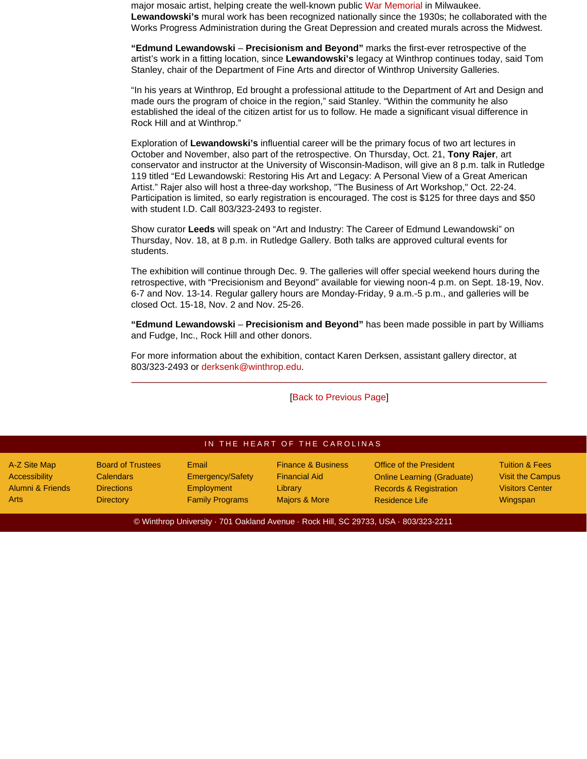major mosaic artist, helping create the well-known public War Memorial in Milwaukee. **Lewandowski's** mural work has been recognized nationally since the 1930s; he collaborated with the Works Progress Administration during the Great Depression and created murals across the Midwest.

**"Edmund Lewandowski** – **Precisionism and Beyond"** marks the first-ever retrospective of the artist's work in a fitting location, since **Lewandowski's** legacy at Winthrop continues today, said Tom Stanley, chair of the Department of Fine Arts and director of Winthrop University Galleries.

"In his years at Winthrop, Ed brought a professional attitude to the Department of Art and Design and made ours the program of choice in the region," said Stanley. "Within the community he also established the ideal of the citizen artist for us to follow. He made a significant visual difference in Rock Hill and at Winthrop."

Exploration of **Lewandowski's** influential career will be the primary focus of two art lectures in October and November, also part of the retrospective. On Thursday, Oct. 21, **Tony Rajer**, art conservator and instructor at the University of Wisconsin-Madison, will give an 8 p.m. talk in Rutledge 119 titled "Ed Lewandowski: Restoring His Art and Legacy: A Personal View of a Great American Artist." Rajer also will host a three-day workshop, "The Business of Art Workshop," Oct. 22-24. Participation is limited, so early registration is encouraged. The cost is $125 for three days and $50 with student I.D. Call 803/323-2493 to register.

Show curator **Leeds** will speak on "Art and Industry: The Career of Edmund Lewandowski" on Thursday, Nov. 18, at 8 p.m. in Rutledge Gallery. Both talks are approved cultural events for students.

The exhibition will continue through Dec. 9. The galleries will offer special weekend hours during the retrospective, with "Precisionism and Beyond" available for viewing noon-4 p.m. on Sept. 18-19, Nov. 6-7 and Nov. 13-14. Regular gallery hours are Monday-Friday, 9 a.m.-5 p.m., and galleries will be closed Oct. 15-18, Nov. 2 and Nov. 25-26.

**"Edmund Lewandowski** – **Precisionism and Beyond"** has been made possible in part by Williams and Fudge, Inc., Rock Hill and other donors.

For more information about the exhibition, contact Karen Derksen, assistant gallery director, at 803/323-2493 or derksenk@winthrop.edu.

---

[Back to Previous Page]

IN THE HEART OF THE CAROLINAS

A-Z Site Map
Accessibility
Alumni & Friends
Arts
Board of Trustees
Calendars
Directions
Directory
Email
Emergency/Safety
Employment
Family Programs
Finance & Business
Financial Aid
Library
Majors & More
Office of the President
Online Learning (Graduate)
Records & Registration
Residence Life
Tuition & Fees
Visit the Campus
Visitors Center
Wingspan

© Winthrop University · 701 Oakland Avenue · Rock Hill, SC 29733, USA · 803/323-2211